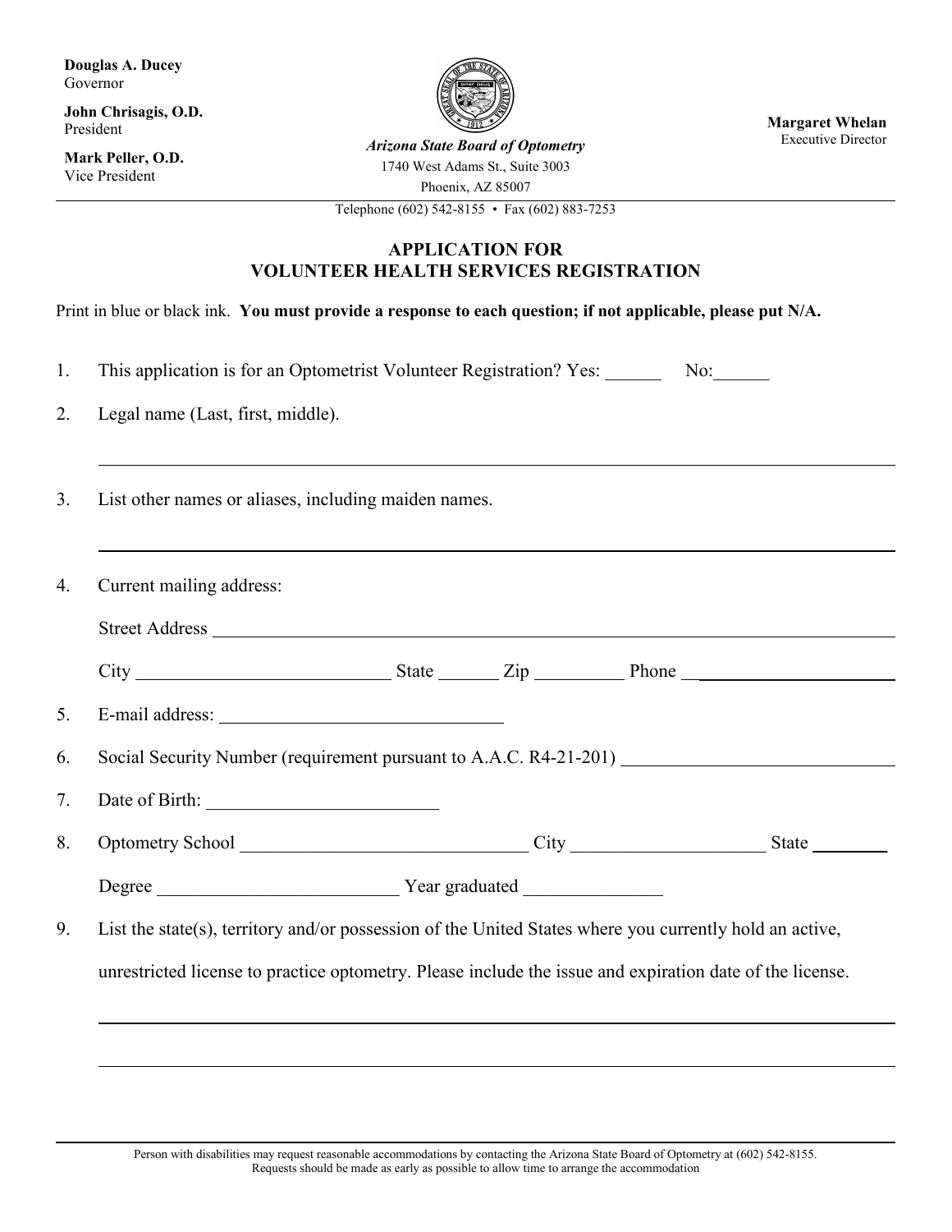**Douglas A. Ducey**
Governor

**John Chrisagis, O.D.**
President

**Mark Peller, O.D.**
Vice President

***Arizona State Board of Optometry***
1740 West Adams St., Suite 3003
Phoenix, AZ 85007

**Margaret Whelan**
Executive Director

Telephone (602) 542-8155 • Fax (602) 883-7253

## APPLICATION FOR VOLUNTEER HEALTH SERVICES REGISTRATION

Print in blue or black ink. **You must provide a response to each question; if not applicable, please put N/A.**

1. This application is for an Optometrist Volunteer Registration? Yes: ______ No:______

2. Legal name (Last, first, middle).

   ______________________________________________________________________

3. List other names or aliases, including maiden names.

   ______________________________________________________________________

4. Current mailing address:

   Street Address ______________________________________________________________

   City ____________________________ State _______ Zip __________ Phone ______________________

5. E-mail address: ______________________________

6. Social Security Number (requirement pursuant to A.A.C. R4-21-201) ____________________________

7. Date of Birth: _________________________

8. Optometry School _______________________________ City ____________________ State ________

   Degree __________________________ Year graduated _______________

9. List the state(s), territory and/or possession of the United States where you currently hold an active, unrestricted license to practice optometry. Please include the issue and expiration date of the license.

   ______________________________________________________________________

   ______________________________________________________________________

Person with disabilities may request reasonable accommodations by contacting the Arizona State Board of Optometry at (602) 542-8155. Requests should be made as early as possible to allow time to arrange the accommodation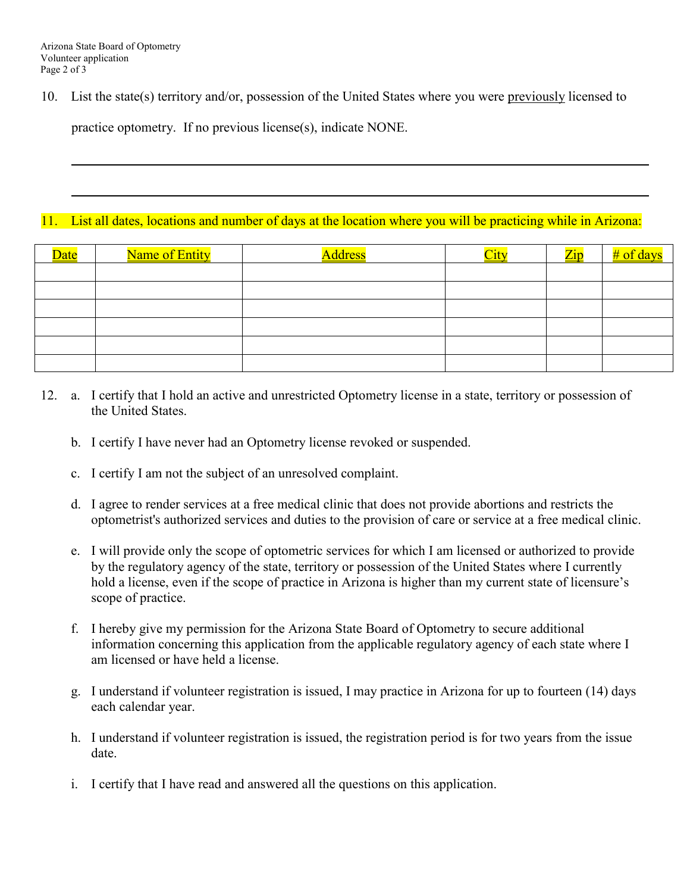10. List the state(s) territory and/or, possession of the United States where you were <u>previously</u> licensed to practice optometry. If no previous license(s), indicate NONE.

\_\_\_\_\_\_\_\_\_\_\_\_\_\_\_\_\_\_\_\_\_\_\_\_\_\_\_\_\_\_\_\_\_\_\_\_\_\_\_\_\_\_\_\_\_\_\_\_\_\_\_\_\_\_\_\_\_\_\_\_\_\_\_\_\_\_\_\_\_\_\_\_\_\_\_\_

\_\_\_\_\_\_\_\_\_\_\_\_\_\_\_\_\_\_\_\_\_\_\_\_\_\_\_\_\_\_\_\_\_\_\_\_\_\_\_\_\_\_\_\_\_\_\_\_\_\_\_\_\_\_\_\_\_\_\_\_\_\_\_\_\_\_\_\_\_\_\_\_\_\_\_\_

11. List all dates, locations and number of days at the location where you will be practicing while in Arizona:

| Date | Name of Entity | Address | City | Zip | # of days |
|---|---|---|---|---|---|
| | | | | | |
| | | | | | |
| | | | | | |
| | | | | | |
| | | | | | |
| | | | | | |

12. a. I certify that I hold an active and unrestricted Optometry license in a state, territory or possession of the United States.

    b. I certify I have never had an Optometry license revoked or suspended.

    c. I certify I am not the subject of an unresolved complaint.

    d. I agree to render services at a free medical clinic that does not provide abortions and restricts the optometrist's authorized services and duties to the provision of care or service at a free medical clinic.

    e. I will provide only the scope of optometric services for which I am licensed or authorized to provide by the regulatory agency of the state, territory or possession of the United States where I currently hold a license, even if the scope of practice in Arizona is higher than my current state of licensure's scope of practice.

    f. I hereby give my permission for the Arizona State Board of Optometry to secure additional information concerning this application from the applicable regulatory agency of each state where I am licensed or have held a license.

    g. I understand if volunteer registration is issued, I may practice in Arizona for up to fourteen (14) days each calendar year.

    h. I understand if volunteer registration is issued, the registration period is for two years from the issue date.

    i. I certify that I have read and answered all the questions on this application.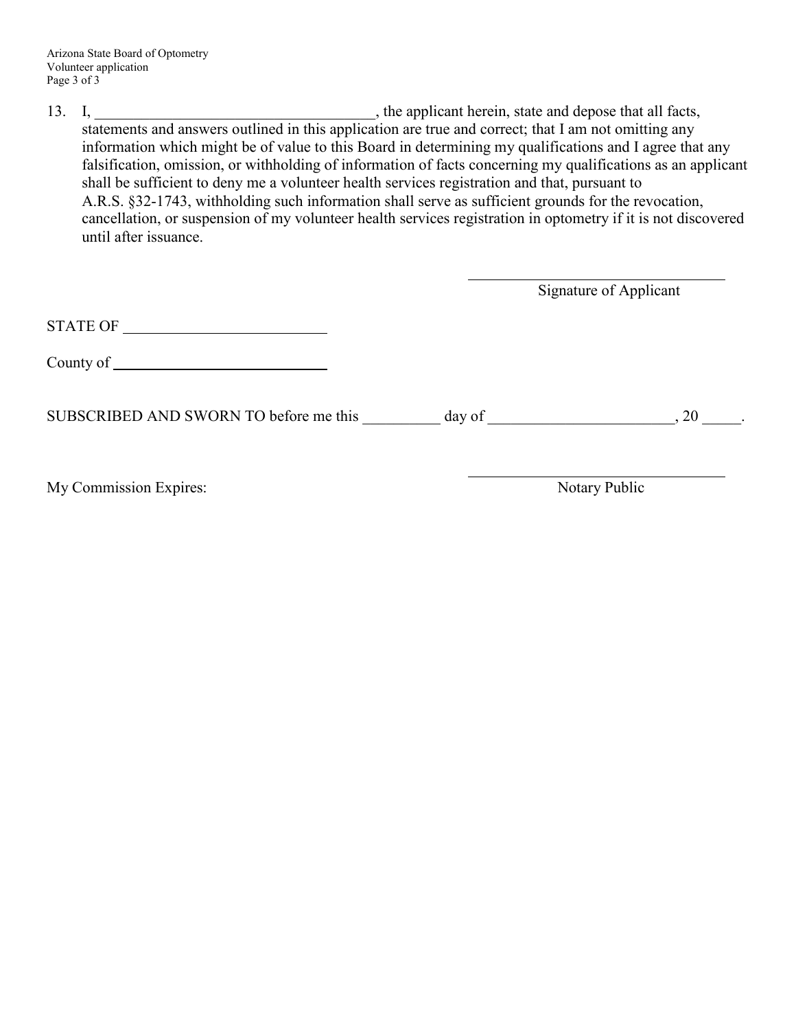13. I, ____________________________________, the applicant herein, state and depose that all facts, statements and answers outlined in this application are true and correct; that I am not omitting any information which might be of value to this Board in determining my qualifications and I agree that any falsification, omission, or withholding of information of facts concerning my qualifications as an applicant shall be sufficient to deny me a volunteer health services registration and that, pursuant to A.R.S. §32-1743, withholding such information shall serve as sufficient grounds for the revocation, cancellation, or suspension of my volunteer health services registration in optometry if it is not discovered until after issuance.

__________________________________
Signature of Applicant

STATE OF __________________________

County of __________________________

SUBSCRIBED AND SWORN TO before me this __________ day of ________________________, 20 _____.

My Commission Expires:

__________________________________
Notary Public